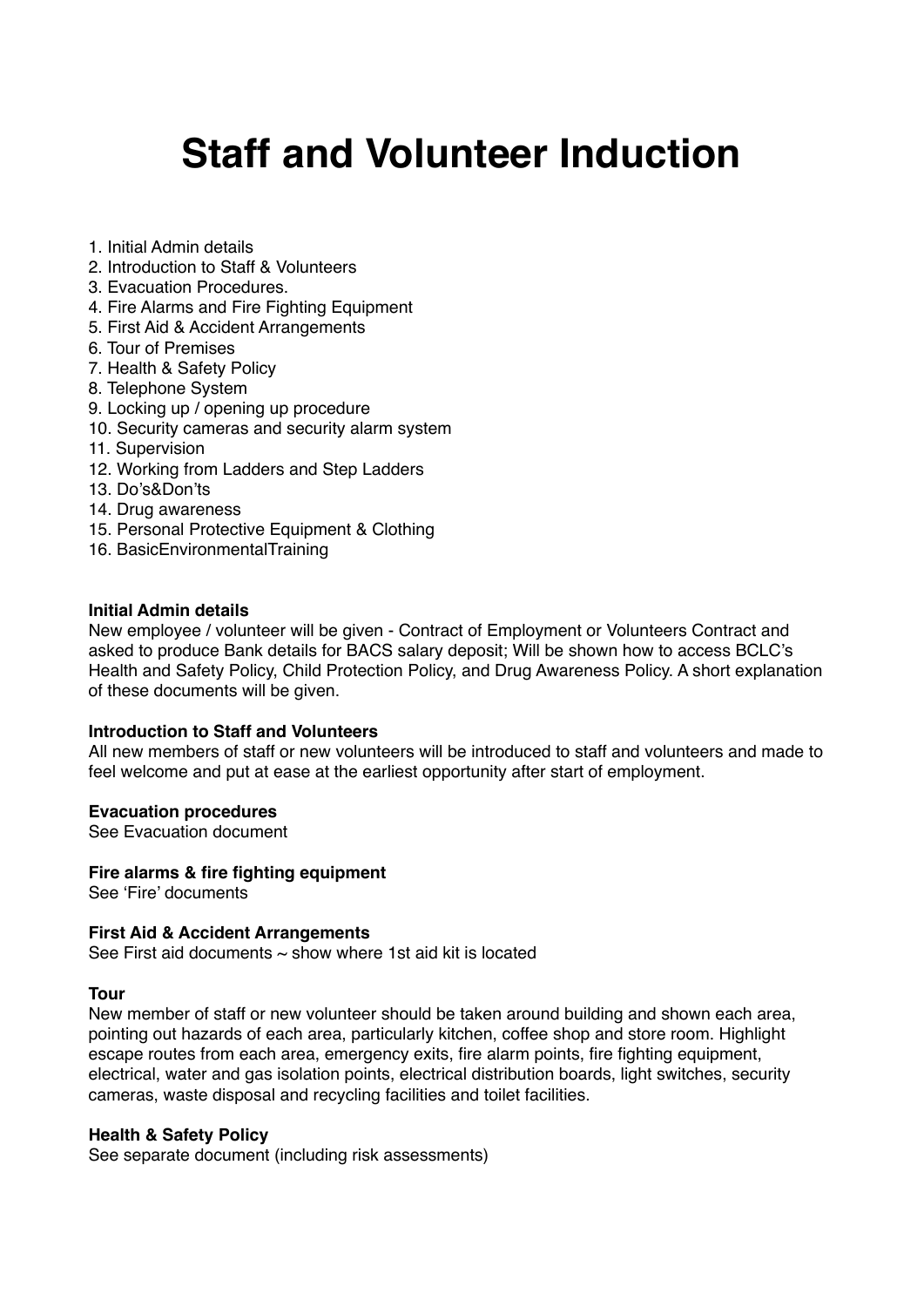# Staff and Volunteer Induction

1. Initial Admin details
2. Introduction to Staff & Volunteers
3. Evacuation Procedures.
4. Fire Alarms and Fire Fighting Equipment
5. First Aid & Accident Arrangements
6. Tour of Premises
7. Health & Safety Policy
8. Telephone System
9. Locking up / opening up procedure
10. Security cameras and security alarm system
11. Supervision
12. Working from Ladders and Step Ladders
13. Do's&Don'ts
14. Drug awareness
15. Personal Protective Equipment & Clothing
16. BasicEnvironmentalTraining

**Initial Admin details**
New employee / volunteer will be given - Contract of Employment or Volunteers Contract and asked to produce Bank details for BACS salary deposit; Will be shown how to access BCLC's Health and Safety Policy, Child Protection Policy, and Drug Awareness Policy. A short explanation of these documents will be given.

**Introduction to Staff and Volunteers**
All new members of staff or new volunteers will be introduced to staff and volunteers and made to feel welcome and put at ease at the earliest opportunity after start of employment.

**Evacuation procedures**
See Evacuation document

**Fire alarms & fire fighting equipment**
See 'Fire' documents

**First Aid & Accident Arrangements**
See First aid documents ~ show where 1st aid kit is located

**Tour**
New member of staff or new volunteer should be taken around building and shown each area, pointing out hazards of each area, particularly kitchen, coffee shop and store room. Highlight escape routes from each area, emergency exits, fire alarm points, fire fighting equipment, electrical, water and gas isolation points, electrical distribution boards, light switches, security cameras, waste disposal and recycling facilities and toilet facilities.

**Health & Safety Policy**
See separate document (including risk assessments)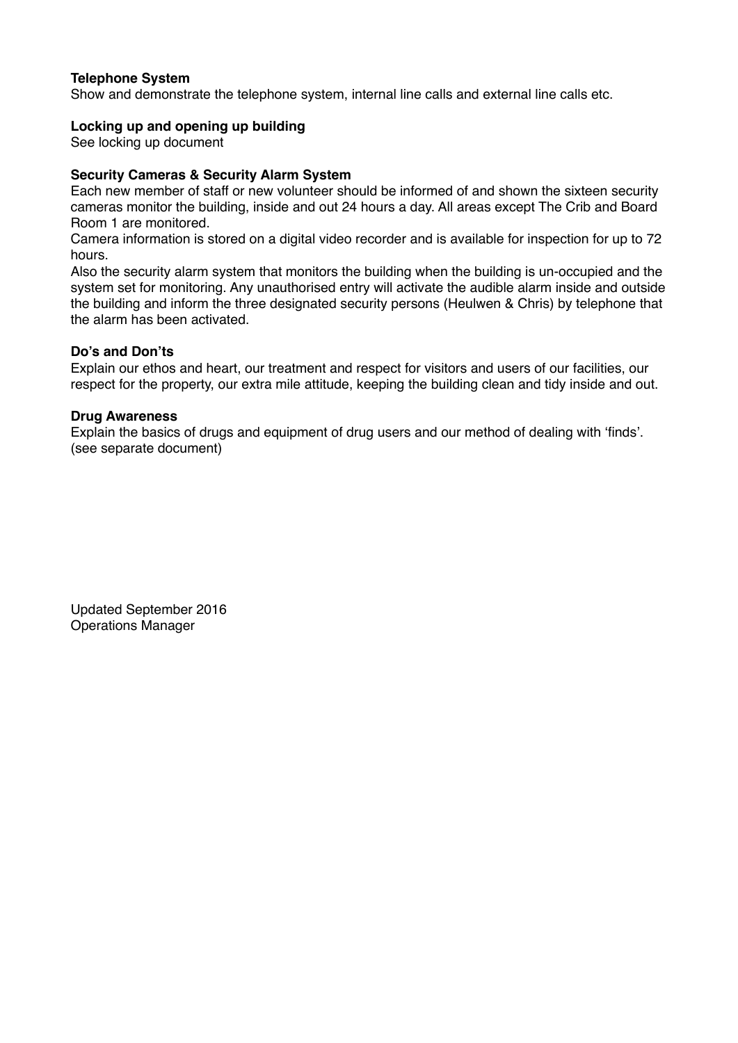**Telephone System**
Show and demonstrate the telephone system, internal line calls and external line calls etc.

**Locking up and opening up building**
See locking up document

**Security Cameras & Security Alarm System**
Each new member of staff or new volunteer should be informed of and shown the sixteen security cameras monitor the building, inside and out 24 hours a day. All areas except The Crib and Board Room 1 are monitored.
Camera information is stored on a digital video recorder and is available for inspection for up to 72 hours.
Also the security alarm system that monitors the building when the building is un-occupied and the system set for monitoring. Any unauthorised entry will activate the audible alarm inside and outside the building and inform the three designated security persons (Heulwen & Chris) by telephone that the alarm has been activated.

**Do's and Don'ts**
Explain our ethos and heart, our treatment and respect for visitors and users of our facilities, our respect for the property, our extra mile attitude, keeping the building clean and tidy inside and out.

**Drug Awareness**
Explain the basics of drugs and equipment of drug users and our method of dealing with 'finds'. (see separate document)

Updated September 2016
Operations Manager